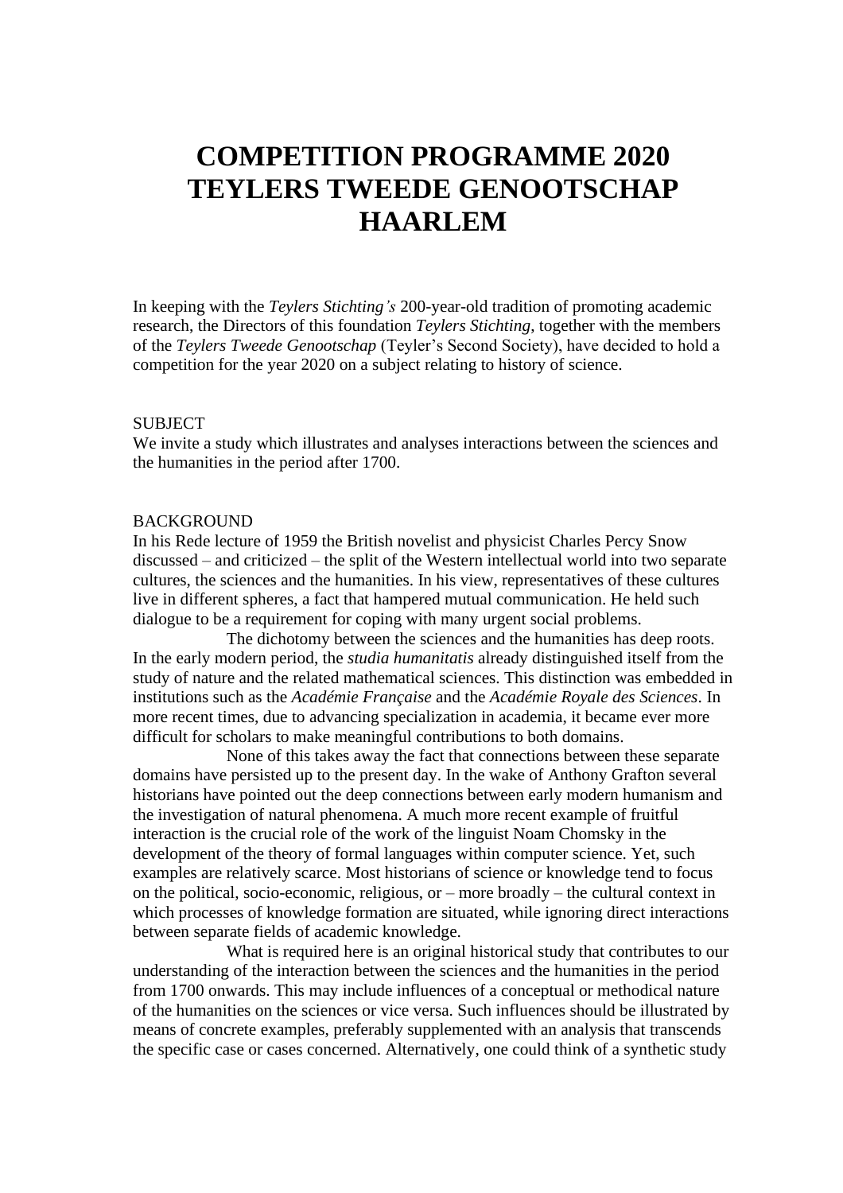# COMPETITION PROGRAMME 2020 TEYLERS TWEEDE GENOOTSCHAP HAARLEM

In keeping with the *Teylers Stichting's* 200-year-old tradition of promoting academic research, the Directors of this foundation *Teylers Stichting*, together with the members of the *Teylers Tweede Genootschap* (Teyler's Second Society), have decided to hold a competition for the year 2020 on a subject relating to history of science.

SUBJECT

We invite a study which illustrates and analyses interactions between the sciences and the humanities in the period after 1700.

BACKGROUND

In his Rede lecture of 1959 the British novelist and physicist Charles Percy Snow discussed – and criticized – the split of the Western intellectual world into two separate cultures, the sciences and the humanities. In his view, representatives of these cultures live in different spheres, a fact that hampered mutual communication. He held such dialogue to be a requirement for coping with many urgent social problems.

The dichotomy between the sciences and the humanities has deep roots. In the early modern period, the *studia humanitatis* already distinguished itself from the study of nature and the related mathematical sciences. This distinction was embedded in institutions such as the *Académie Française* and the *Académie Royale des Sciences*. In more recent times, due to advancing specialization in academia, it became ever more difficult for scholars to make meaningful contributions to both domains.

None of this takes away the fact that connections between these separate domains have persisted up to the present day. In the wake of Anthony Grafton several historians have pointed out the deep connections between early modern humanism and the investigation of natural phenomena. A much more recent example of fruitful interaction is the crucial role of the work of the linguist Noam Chomsky in the development of the theory of formal languages within computer science. Yet, such examples are relatively scarce. Most historians of science or knowledge tend to focus on the political, socio-economic, religious, or – more broadly – the cultural context in which processes of knowledge formation are situated, while ignoring direct interactions between separate fields of academic knowledge.

What is required here is an original historical study that contributes to our understanding of the interaction between the sciences and the humanities in the period from 1700 onwards. This may include influences of a conceptual or methodical nature of the humanities on the sciences or vice versa. Such influences should be illustrated by means of concrete examples, preferably supplemented with an analysis that transcends the specific case or cases concerned. Alternatively, one could think of a synthetic study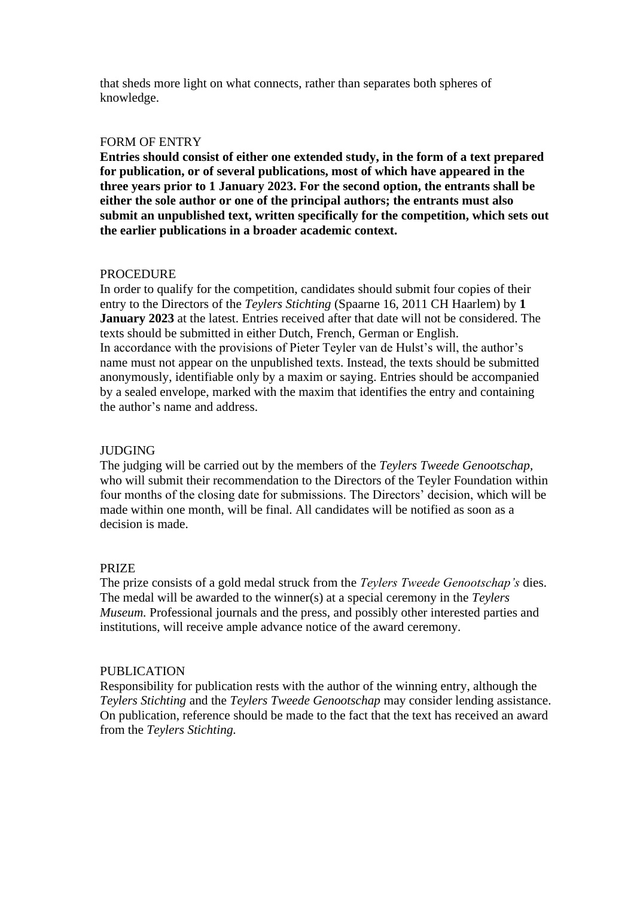that sheds more light on what connects, rather than separates both spheres of knowledge.

## FORM OF ENTRY

**Entries should consist of either one extended study, in the form of a text prepared for publication, or of several publications, most of which have appeared in the three years prior to 1 January 2023. For the second option, the entrants shall be either the sole author or one of the principal authors; the entrants must also submit an unpublished text, written specifically for the competition, which sets out the earlier publications in a broader academic context.**

## PROCEDURE

In order to qualify for the competition, candidates should submit four copies of their entry to the Directors of the *Teylers Stichting* (Spaarne 16, 2011 CH Haarlem) by **1 January 2023** at the latest. Entries received after that date will not be considered. The texts should be submitted in either Dutch, French, German or English.
In accordance with the provisions of Pieter Teyler van de Hulst's will, the author's name must not appear on the unpublished texts. Instead, the texts should be submitted anonymously, identifiable only by a maxim or saying. Entries should be accompanied by a sealed envelope, marked with the maxim that identifies the entry and containing the author's name and address.

## JUDGING

The judging will be carried out by the members of the *Teylers Tweede Genootschap*, who will submit their recommendation to the Directors of the Teyler Foundation within four months of the closing date for submissions. The Directors' decision, which will be made within one month, will be final. All candidates will be notified as soon as a decision is made.

## PRIZE

The prize consists of a gold medal struck from the *Teylers Tweede Genootschap's* dies. The medal will be awarded to the winner(s) at a special ceremony in the *Teylers Museum.* Professional journals and the press, and possibly other interested parties and institutions, will receive ample advance notice of the award ceremony.

## PUBLICATION

Responsibility for publication rests with the author of the winning entry, although the *Teylers Stichting* and the *Teylers Tweede Genootschap* may consider lending assistance. On publication, reference should be made to the fact that the text has received an award from the *Teylers Stichting.*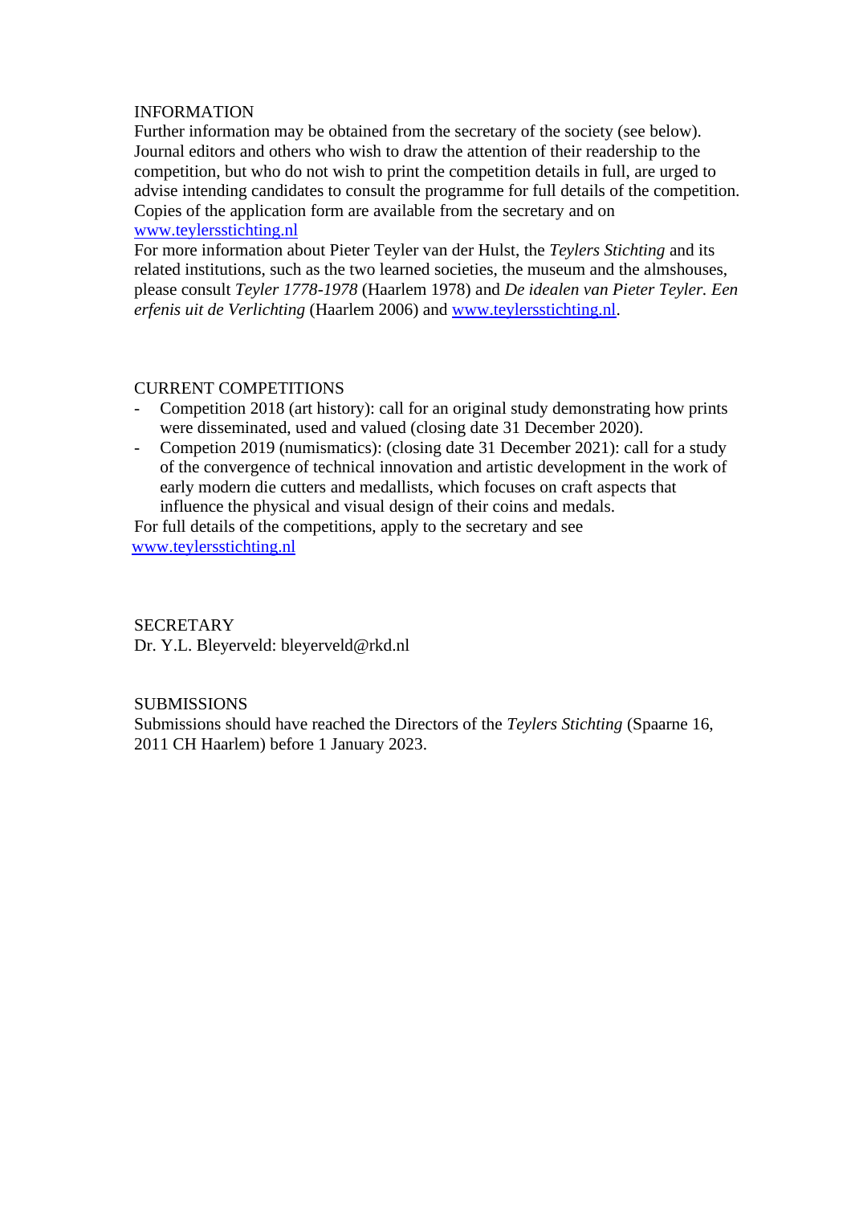## INFORMATION

Further information may be obtained from the secretary of the society (see below). Journal editors and others who wish to draw the attention of their readership to the competition, but who do not wish to print the competition details in full, are urged to advise intending candidates to consult the programme for full details of the competition. Copies of the application form are available from the secretary and on www.teylersstichting.nl

For more information about Pieter Teyler van der Hulst, the *Teylers Stichting* and its related institutions, such as the two learned societies, the museum and the almshouses, please consult *Teyler 1778-1978* (Haarlem 1978) and *De idealen van Pieter Teyler. Een erfenis uit de Verlichting* (Haarlem 2006) and www.teylersstichting.nl.

## CURRENT COMPETITIONS

- Competition 2018 (art history): call for an original study demonstrating how prints were disseminated, used and valued (closing date 31 December 2020).
- Competion 2019 (numismatics): (closing date 31 December 2021): call for a study of the convergence of technical innovation and artistic development in the work of early modern die cutters and medallists, which focuses on craft aspects that influence the physical and visual design of their coins and medals.

For full details of the competitions, apply to the secretary and see www.teylersstichting.nl

## SECRETARY

Dr. Y.L. Bleyerveld: bleyerveld@rkd.nl

## SUBMISSIONS

Submissions should have reached the Directors of the *Teylers Stichting* (Spaarne 16, 2011 CH Haarlem) before 1 January 2023.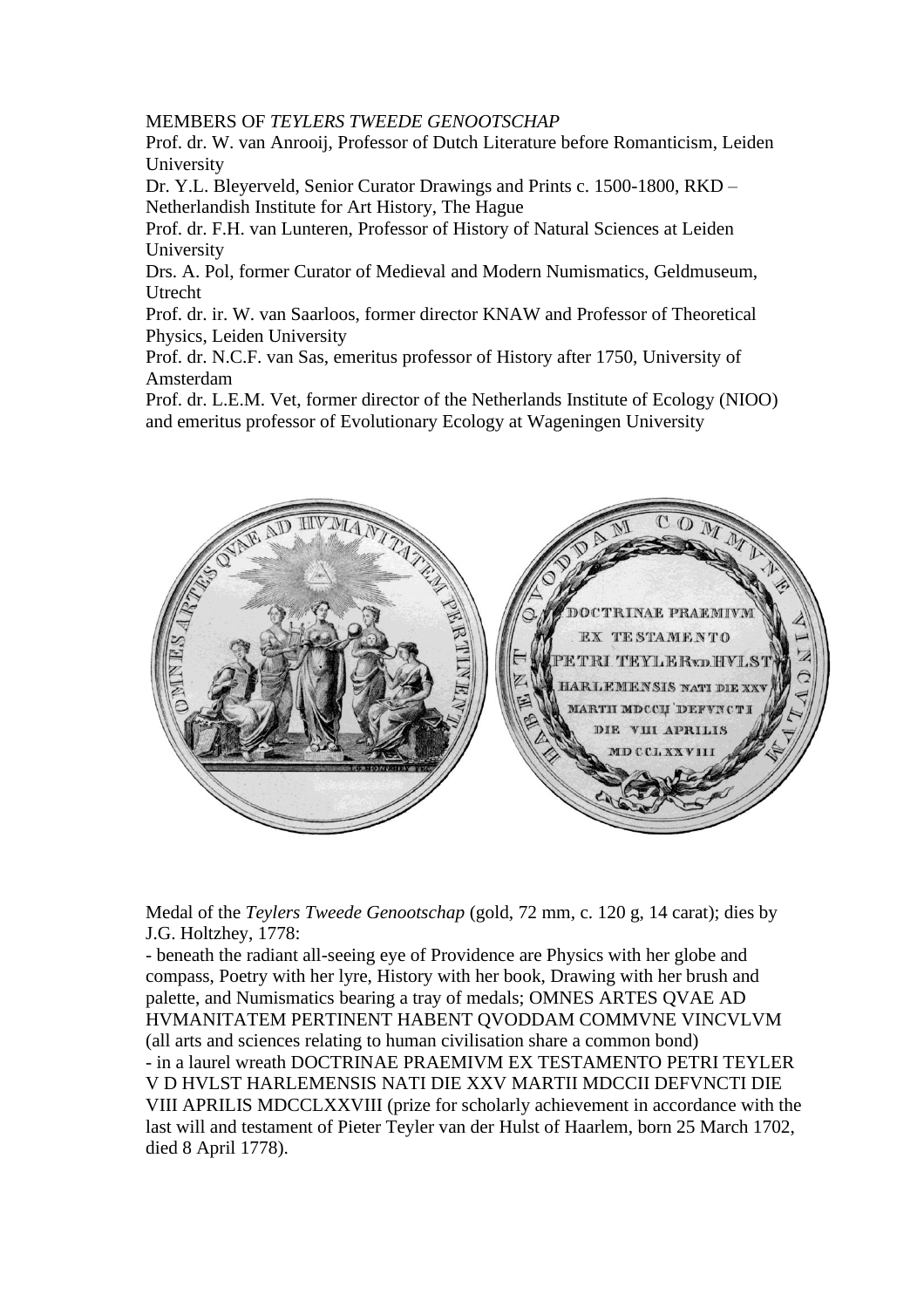MEMBERS OF *TEYLERS TWEEDE GENOOTSCHAP*

Prof. dr. W. van Anrooij, Professor of Dutch Literature before Romanticism, Leiden University

Dr. Y.L. Bleyerveld, Senior Curator Drawings and Prints c. 1500-1800, RKD – Netherlandish Institute for Art History, The Hague

Prof. dr. F.H. van Lunteren, Professor of History of Natural Sciences at Leiden University

Drs. A. Pol, former Curator of Medieval and Modern Numismatics, Geldmuseum, Utrecht

Prof. dr. ir. W. van Saarloos, former director KNAW and Professor of Theoretical Physics, Leiden University

Prof. dr. N.C.F. van Sas, emeritus professor of History after 1750, University of Amsterdam

Prof. dr. L.E.M. Vet, former director of the Netherlands Institute of Ecology (NIOO) and emeritus professor of Evolutionary Ecology at Wageningen University

Medal of the *Teylers Tweede Genootschap* (gold, 72 mm, c. 120 g, 14 carat); dies by J.G. Holtzhey, 1778:

- beneath the radiant all-seeing eye of Providence are Physics with her globe and compass, Poetry with her lyre, History with her book, Drawing with her brush and palette, and Numismatics bearing a tray of medals; OMNES ARTES QVAE AD HVMANITATEM PERTINENT HABENT QVODDAM COMMVNE VINCVLVM (all arts and sciences relating to human civilisation share a common bond)
- in a laurel wreath DOCTRINAE PRAEMIVM EX TESTAMENTO PETRI TEYLER V D HVLST HARLEMENSIS NATI DIE XXV MARTII MDCCII DEFVNCTI DIE VIII APRILIS MDCCLXXVIII (prize for scholarly achievement in accordance with the last will and testament of Pieter Teyler van der Hulst of Haarlem, born 25 March 1702, died 8 April 1778).